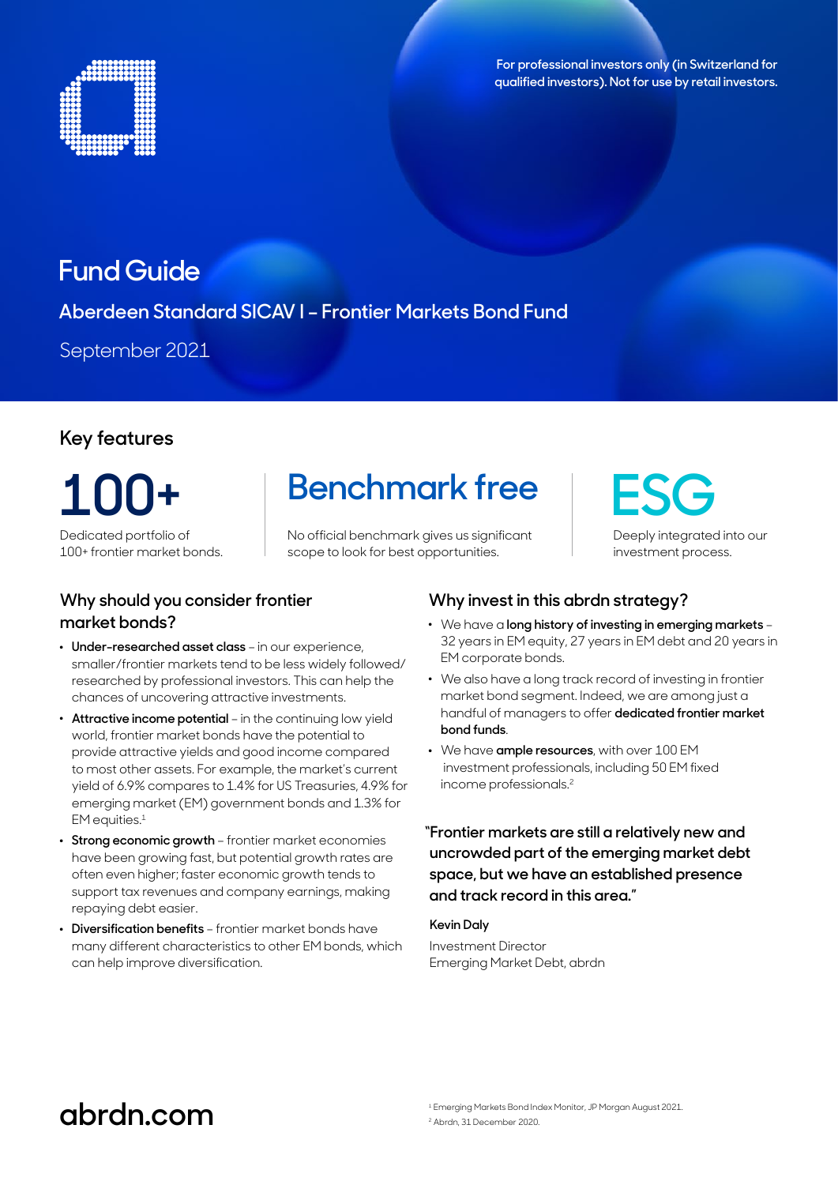For professional investors only (in Switzerland for qualified investors). Not for use by retail investors.

# Fund Guide

## Aberdeen Standard SICAV I – Frontier Markets Bond Fund

September 2021

## Key features

**100+**

Dedicated portfolio of 100+ frontier market bonds.

**Benchmark free**

No official benchmark gives us significant scope to look for best opportunities.

**ESG**

Deeply integrated into our investment process.

### Why should you consider frontier market bonds?

- **Under-researched asset class** – in our experience, smaller/frontier markets tend to be less widely followed/ researched by professional investors. This can help the chances of uncovering attractive investments.
- **Attractive income potential** – in the continuing low yield world, frontier market bonds have the potential to provide attractive yields and good income compared to most other assets. For example, the market's current yield of 6.9% compares to 1.4% for US Treasuries, 4.9% for emerging market (EM) government bonds and 1.3% for EM equities.[1]
- **Strong economic growth** – frontier market economies have been growing fast, but potential growth rates are often even higher; faster economic growth tends to support tax revenues and company earnings, making repaying debt easier.
- **Diversification benefits** – frontier market bonds have many different characteristics to other EM bonds, which can help improve diversification.

### Why invest in this abrdn strategy?

- We have a **long history of investing in emerging markets** – 32 years in EM equity, 27 years in EM debt and 20 years in EM corporate bonds.
- We also have a long track record of investing in frontier market bond segment. Indeed, we are among just a handful of managers to offer **dedicated frontier market bond funds**.
- We have **ample resources**, with over 100 EM investment professionals, including 50 EM fixed income professionals.[2]

"Frontier markets are still a relatively new and uncrowded part of the emerging market debt space, but we have an established presence and track record in this area."

**Kevin Daly**

Investment Director
Emerging Market Debt, abrdn

abrdn.com

[1] Emerging Markets Bond Index Monitor, JP Morgan August 2021.
[2] Abrdn, 31 December 2020.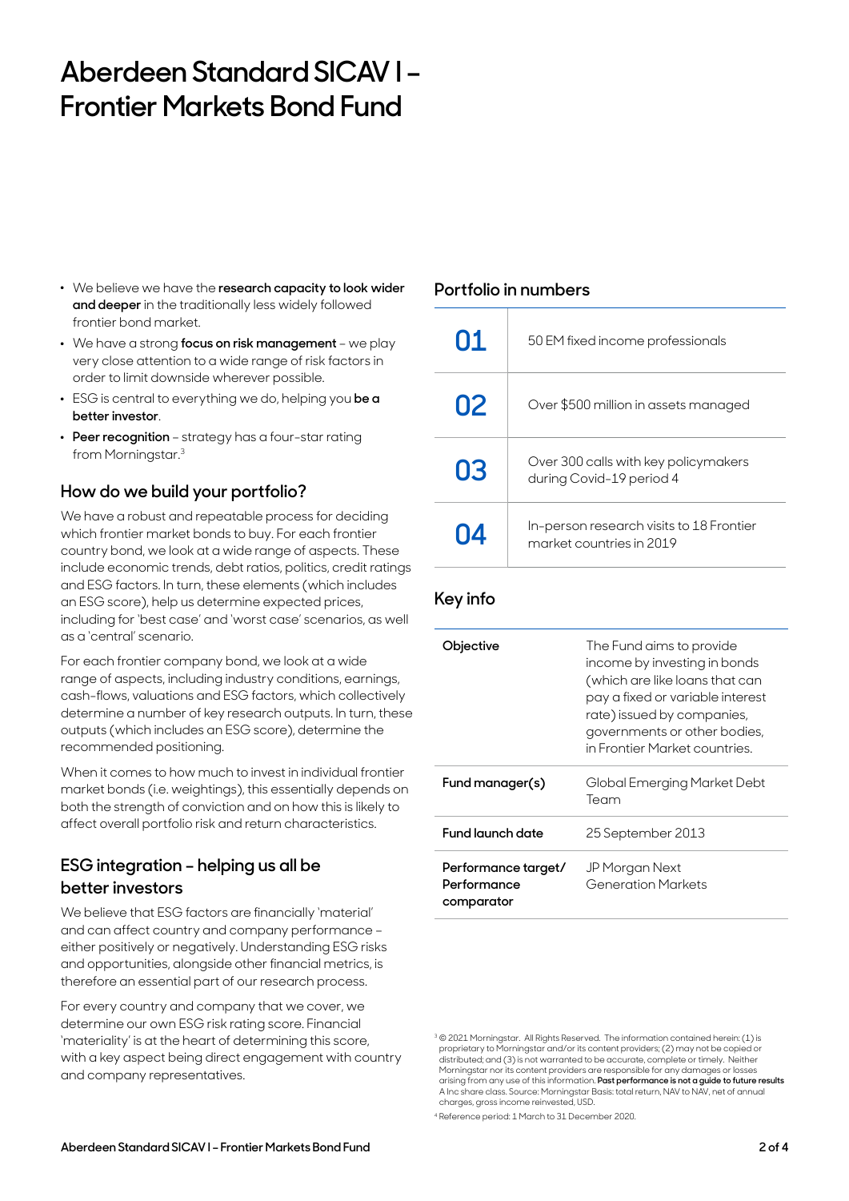# Aberdeen Standard SICAV I – Frontier Markets Bond Fund

- We believe we have the **research capacity to look wider and deeper** in the traditionally less widely followed frontier bond market.
- We have a strong **focus on risk management** – we play very close attention to a wide range of risk factors in order to limit downside wherever possible.
- ESG is central to everything we do, helping you **be a better investor**.
- **Peer recognition** – strategy has a four-star rating from Morningstar.[3]

## How do we build your portfolio?

We have a robust and repeatable process for deciding which frontier market bonds to buy. For each frontier country bond, we look at a wide range of aspects. These include economic trends, debt ratios, politics, credit ratings and ESG factors. In turn, these elements (which includes an ESG score), help us determine expected prices, including for 'best case' and 'worst case' scenarios, as well as a 'central' scenario.

For each frontier company bond, we look at a wide range of aspects, including industry conditions, earnings, cash-flows, valuations and ESG factors, which collectively determine a number of key research outputs. In turn, these outputs (which includes an ESG score), determine the recommended positioning.

When it comes to how much to invest in individual frontier market bonds (i.e. weightings), this essentially depends on both the strength of conviction and on how this is likely to affect overall portfolio risk and return characteristics.

## ESG integration – helping us all be better investors

We believe that ESG factors are financially 'material' and can affect country and company performance – either positively or negatively. Understanding ESG risks and opportunities, alongside other financial metrics, is therefore an essential part of our research process.

For every country and company that we cover, we determine our own ESG risk rating score. Financial 'materiality' is at the heart of determining this score, with a key aspect being direct engagement with country and company representatives.

## Portfolio in numbers

| | |
|---|---|
| 01 | 50 EM fixed income professionals |
| 02 | Over $500 million in assets managed |
| 03 | Over 300 calls with key policymakers during Covid-19 period 4 |
| 04 | In-person research visits to 18 Frontier market countries in 2019 |

## Key info

| | |
|---|---|
| **Objective** | The Fund aims to provide income by investing in bonds (which are like loans that can pay a fixed or variable interest rate) issued by companies, governments or other bodies, in Frontier Market countries. |
| **Fund manager(s)** | Global Emerging Market Debt Team |
| **Fund launch date** | 25 September 2013 |
| **Performance target/ Performance comparator** | JP Morgan Next Generation Markets |

[3] © 2021 Morningstar. All Rights Reserved. The information contained herein: (1) is proprietary to Morningstar and/or its content providers; (2) may not be copied or distributed; and (3) is not warranted to be accurate, complete or timely. Neither Morningstar nor its content providers are responsible for any damages or losses arising from any use of this information. **Past performance is not a guide to future results** A Inc share class. Source: Morningstar Basis: total return, NAV to NAV, net of annual charges, gross income reinvested, USD.

[4] Reference period: 1 March to 31 December 2020.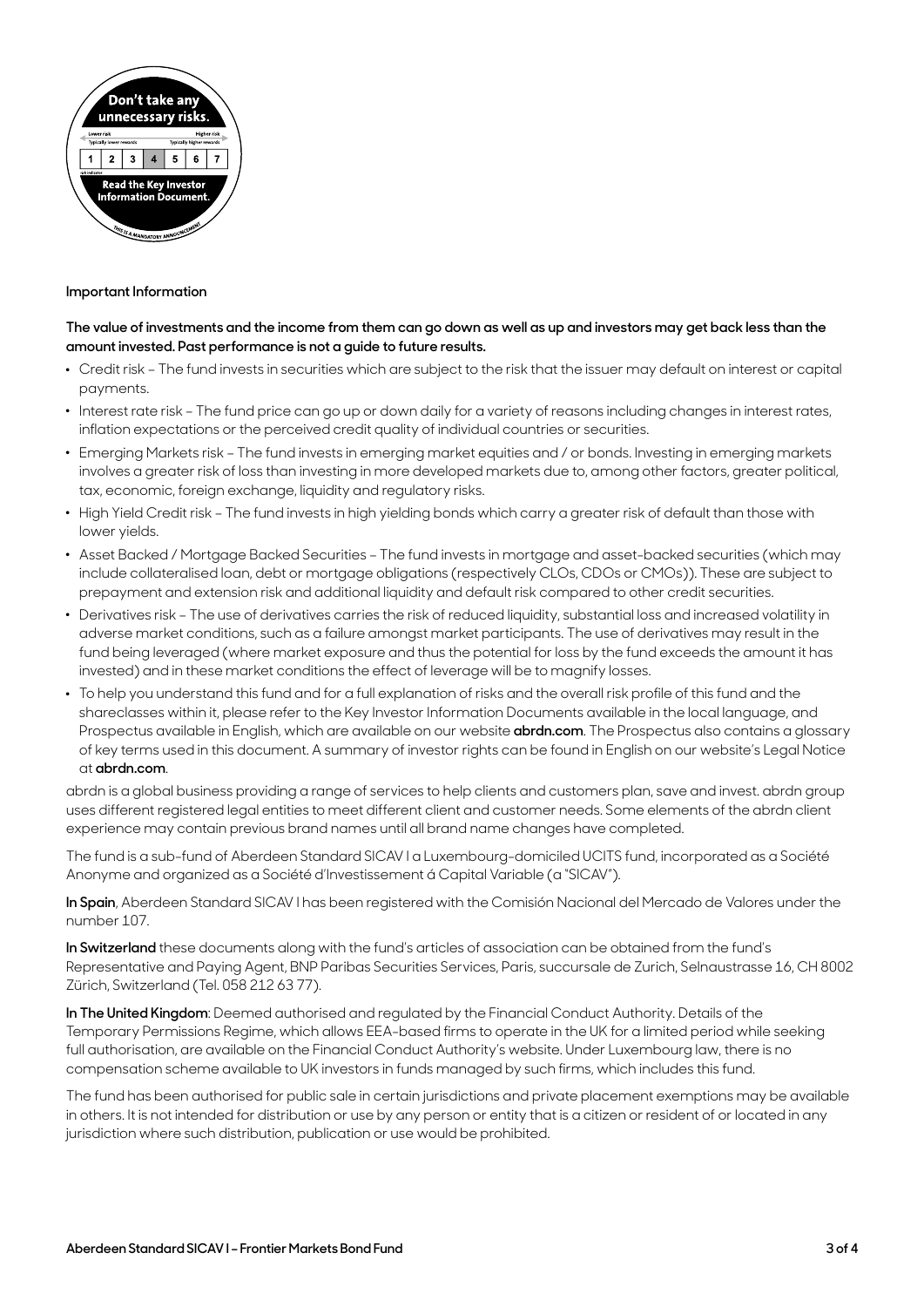Don't take any unnecessary risks.

| 1 | 2 | 3 | 4 | 5 | 6 | 7 |
|---|---|---|---|---|---|---|

Read the Key Investor Information Document.

THIS IS A MANDATORY ANNOUNCEMENT

**Important Information**

**The value of investments and the income from them can go down as well as up and investors may get back less than the amount invested. Past performance is not a guide to future results.**

- Credit risk – The fund invests in securities which are subject to the risk that the issuer may default on interest or capital payments.
- Interest rate risk – The fund price can go up or down daily for a variety of reasons including changes in interest rates, inflation expectations or the perceived credit quality of individual countries or securities.
- Emerging Markets risk – The fund invests in emerging market equities and / or bonds. Investing in emerging markets involves a greater risk of loss than investing in more developed markets due to, among other factors, greater political, tax, economic, foreign exchange, liquidity and regulatory risks.
- High Yield Credit risk – The fund invests in high yielding bonds which carry a greater risk of default than those with lower yields.
- Asset Backed / Mortgage Backed Securities – The fund invests in mortgage and asset-backed securities (which may include collateralised loan, debt or mortgage obligations (respectively CLOs, CDOs or CMOs)). These are subject to prepayment and extension risk and additional liquidity and default risk compared to other credit securities.
- Derivatives risk – The use of derivatives carries the risk of reduced liquidity, substantial loss and increased volatility in adverse market conditions, such as a failure amongst market participants. The use of derivatives may result in the fund being leveraged (where market exposure and thus the potential for loss by the fund exceeds the amount it has invested) and in these market conditions the effect of leverage will be to magnify losses.
- To help you understand this fund and for a full explanation of risks and the overall risk profile of this fund and the shareclasses within it, please refer to the Key Investor Information Documents available in the local language, and Prospectus available in English, which are available on our website **abrdn.com**. The Prospectus also contains a glossary of key terms used in this document. A summary of investor rights can be found in English on our website's Legal Notice at **abrdn.com**.

abrdn is a global business providing a range of services to help clients and customers plan, save and invest. abrdn group uses different registered legal entities to meet different client and customer needs. Some elements of the abrdn client experience may contain previous brand names until all brand name changes have completed.

The fund is a sub-fund of Aberdeen Standard SICAV I a Luxembourg-domiciled UCITS fund, incorporated as a Société Anonyme and organized as a Société d'Investissement á Capital Variable (a "SICAV").

**In Spain**, Aberdeen Standard SICAV I has been registered with the Comisión Nacional del Mercado de Valores under the number 107.

**In Switzerland** these documents along with the fund's articles of association can be obtained from the fund's Representative and Paying Agent, BNP Paribas Securities Services, Paris, succursale de Zurich, Selnaustrasse 16, CH 8002 Zürich, Switzerland (Tel. 058 212 63 77).

**In The United Kingdom**: Deemed authorised and regulated by the Financial Conduct Authority. Details of the Temporary Permissions Regime, which allows EEA-based firms to operate in the UK for a limited period while seeking full authorisation, are available on the Financial Conduct Authority's website. Under Luxembourg law, there is no compensation scheme available to UK investors in funds managed by such firms, which includes this fund.

The fund has been authorised for public sale in certain jurisdictions and private placement exemptions may be available in others. It is not intended for distribution or use by any person or entity that is a citizen or resident of or located in any jurisdiction where such distribution, publication or use would be prohibited.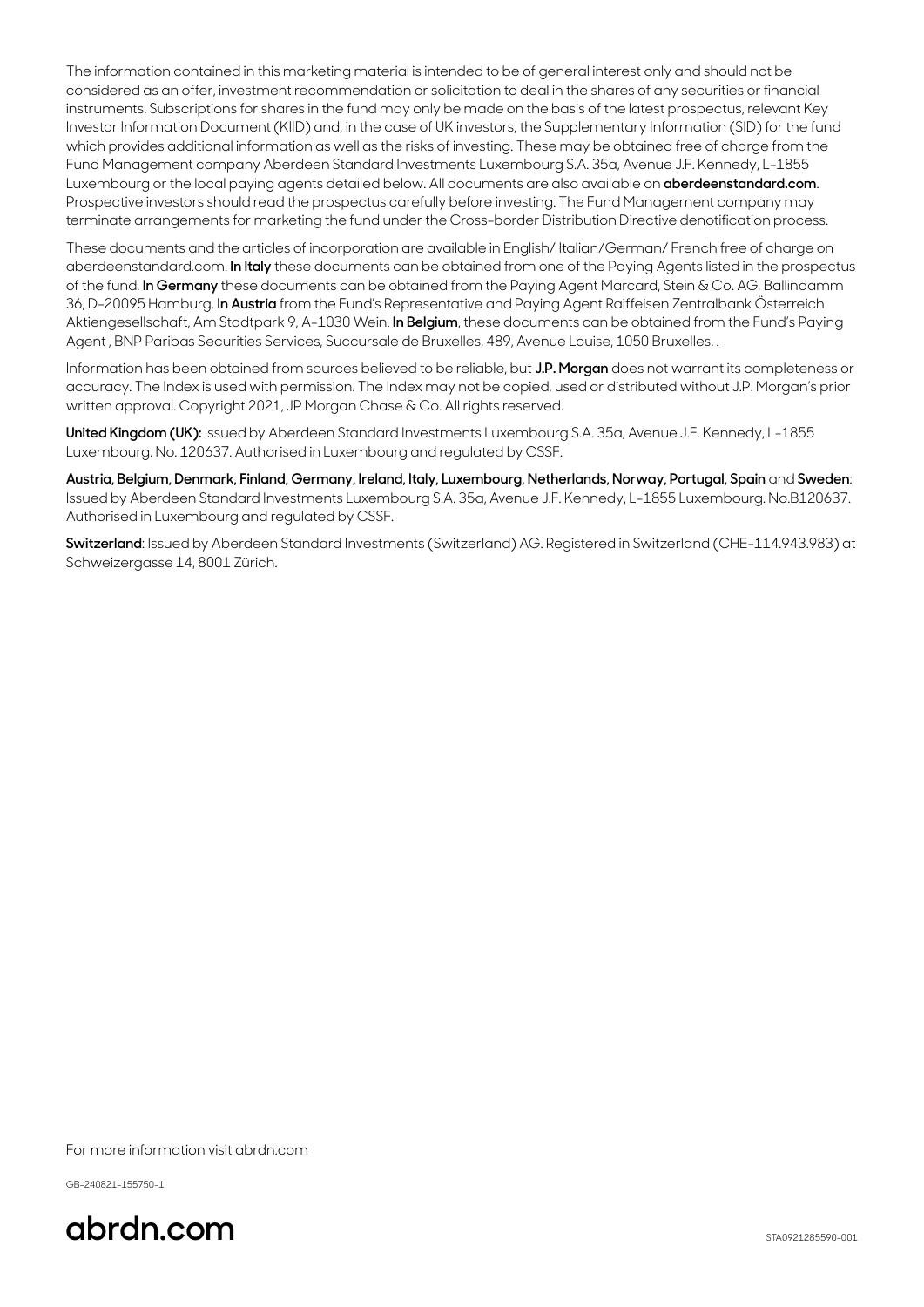The information contained in this marketing material is intended to be of general interest only and should not be considered as an offer, investment recommendation or solicitation to deal in the shares of any securities or financial instruments. Subscriptions for shares in the fund may only be made on the basis of the latest prospectus, relevant Key Investor Information Document (KIID) and, in the case of UK investors, the Supplementary Information (SID) for the fund which provides additional information as well as the risks of investing. These may be obtained free of charge from the Fund Management company Aberdeen Standard Investments Luxembourg S.A. 35a, Avenue J.F. Kennedy, L-1855 Luxembourg or the local paying agents detailed below. All documents are also available on **aberdeenstandard.com**. Prospective investors should read the prospectus carefully before investing. The Fund Management company may terminate arrangements for marketing the fund under the Cross-border Distribution Directive denotification process.

These documents and the articles of incorporation are available in English/ Italian/German/ French free of charge on aberdeenstandard.com. **In Italy** these documents can be obtained from one of the Paying Agents listed in the prospectus of the fund. **In Germany** these documents can be obtained from the Paying Agent Marcard, Stein & Co. AG, Ballindamm 36, D-20095 Hamburg. **In Austria** from the Fund's Representative and Paying Agent Raiffeisen Zentralbank Österreich Aktiengesellschaft, Am Stadtpark 9, A-1030 Wein. **In Belgium**, these documents can be obtained from the Fund's Paying Agent , BNP Paribas Securities Services, Succursale de Bruxelles, 489, Avenue Louise, 1050 Bruxelles. .

Information has been obtained from sources believed to be reliable, but **J.P. Morgan** does not warrant its completeness or accuracy. The Index is used with permission. The Index may not be copied, used or distributed without J.P. Morgan's prior written approval. Copyright 2021, JP Morgan Chase & Co. All rights reserved.

**United Kingdom (UK):** Issued by Aberdeen Standard Investments Luxembourg S.A. 35a, Avenue J.F. Kennedy, L-1855 Luxembourg. No. 120637. Authorised in Luxembourg and regulated by CSSF.

**Austria, Belgium, Denmark, Finland, Germany, Ireland, Italy, Luxembourg, Netherlands, Norway, Portugal, Spain** and **Sweden**: Issued by Aberdeen Standard Investments Luxembourg S.A. 35a, Avenue J.F. Kennedy, L-1855 Luxembourg. No.B120637. Authorised in Luxembourg and regulated by CSSF.

**Switzerland**: Issued by Aberdeen Standard Investments (Switzerland) AG. Registered in Switzerland (CHE-114.943.983) at Schweizergasse 14, 8001 Zürich.

For more information visit abrdn.com

GB-240821-155750-1

**abrdn.com**

STA0921285590-001